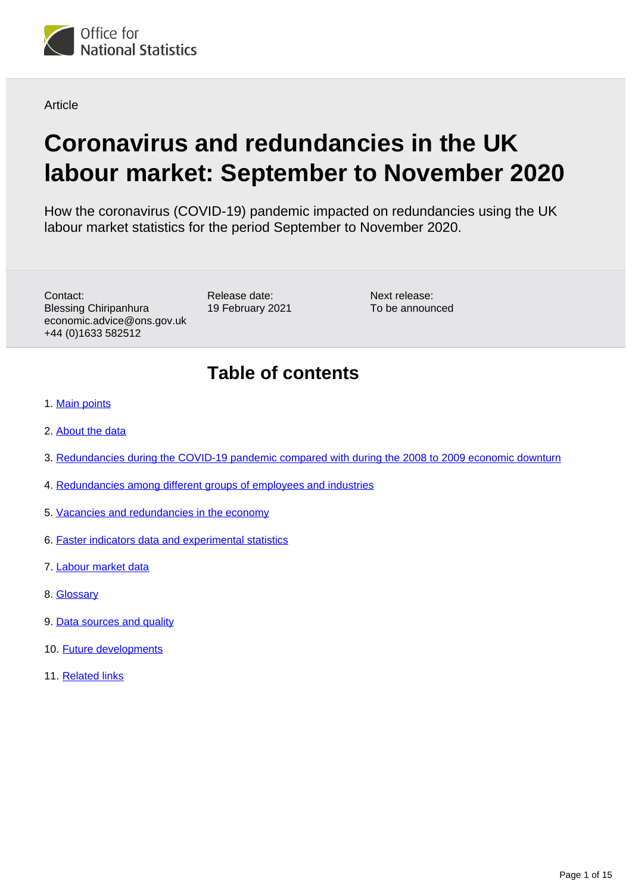Office for National Statistics

Article

# Coronavirus and redundancies in the UK labour market: September to November 2020

How the coronavirus (COVID-19) pandemic impacted on redundancies using the UK labour market statistics for the period September to November 2020.

Contact:
Blessing Chiripanhura
economic.advice@ons.gov.uk
+44 (0)1633 582512

Release date:
19 February 2021

Next release:
To be announced

## Table of contents

1. Main points
2. About the data
3. Redundancies during the COVID-19 pandemic compared with during the 2008 to 2009 economic downturn
4. Redundancies among different groups of employees and industries
5. Vacancies and redundancies in the economy
6. Faster indicators data and experimental statistics
7. Labour market data
8. Glossary
9. Data sources and quality
10. Future developments
11. Related links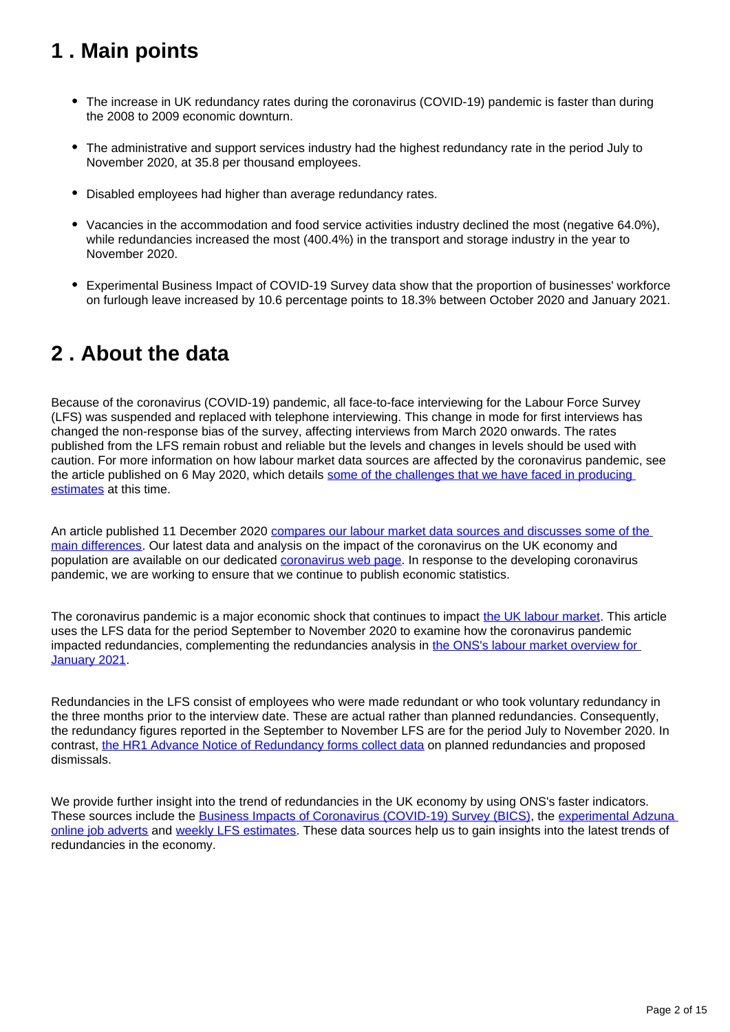## 1 . Main points

- The increase in UK redundancy rates during the coronavirus (COVID-19) pandemic is faster than during the 2008 to 2009 economic downturn.
- The administrative and support services industry had the highest redundancy rate in the period July to November 2020, at 35.8 per thousand employees.
- Disabled employees had higher than average redundancy rates.
- Vacancies in the accommodation and food service activities industry declined the most (negative 64.0%), while redundancies increased the most (400.4%) in the transport and storage industry in the year to November 2020.
- Experimental Business Impact of COVID-19 Survey data show that the proportion of businesses' workforce on furlough leave increased by 10.6 percentage points to 18.3% between October 2020 and January 2021.

## 2 . About the data

Because of the coronavirus (COVID-19) pandemic, all face-to-face interviewing for the Labour Force Survey (LFS) was suspended and replaced with telephone interviewing. This change in mode for first interviews has changed the non-response bias of the survey, affecting interviews from March 2020 onwards. The rates published from the LFS remain robust and reliable but the levels and changes in levels should be used with caution. For more information on how labour market data sources are affected by the coronavirus pandemic, see the article published on 6 May 2020, which details some of the challenges that we have faced in producing estimates at this time.

An article published 11 December 2020 compares our labour market data sources and discusses some of the main differences. Our latest data and analysis on the impact of the coronavirus on the UK economy and population are available on our dedicated coronavirus web page. In response to the developing coronavirus pandemic, we are working to ensure that we continue to publish economic statistics.

The coronavirus pandemic is a major economic shock that continues to impact the UK labour market. This article uses the LFS data for the period September to November 2020 to examine how the coronavirus pandemic impacted redundancies, complementing the redundancies analysis in the ONS's labour market overview for January 2021.

Redundancies in the LFS consist of employees who were made redundant or who took voluntary redundancy in the three months prior to the interview date. These are actual rather than planned redundancies. Consequently, the redundancy figures reported in the September to November LFS are for the period July to November 2020. In contrast, the HR1 Advance Notice of Redundancy forms collect data on planned redundancies and proposed dismissals.

We provide further insight into the trend of redundancies in the UK economy by using ONS's faster indicators. These sources include the Business Impacts of Coronavirus (COVID-19) Survey (BICS), the experimental Adzuna online job adverts and weekly LFS estimates. These data sources help us to gain insights into the latest trends of redundancies in the economy.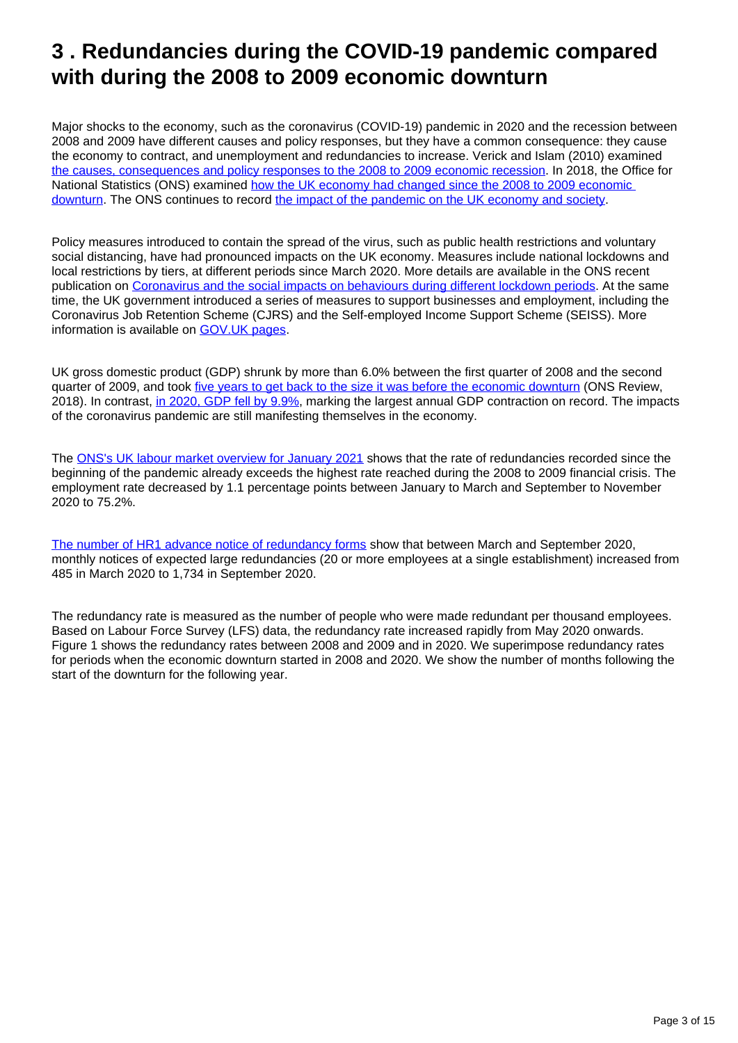# 3 . Redundancies during the COVID-19 pandemic compared with during the 2008 to 2009 economic downturn

Major shocks to the economy, such as the coronavirus (COVID-19) pandemic in 2020 and the recession between 2008 and 2009 have different causes and policy responses, but they have a common consequence: they cause the economy to contract, and unemployment and redundancies to increase. Verick and Islam (2010) examined the causes, consequences and policy responses to the 2008 to 2009 economic recession. In 2018, the Office for National Statistics (ONS) examined how the UK economy had changed since the 2008 to 2009 economic downturn. The ONS continues to record the impact of the pandemic on the UK economy and society.

Policy measures introduced to contain the spread of the virus, such as public health restrictions and voluntary social distancing, have had pronounced impacts on the UK economy. Measures include national lockdowns and local restrictions by tiers, at different periods since March 2020. More details are available in the ONS recent publication on Coronavirus and the social impacts on behaviours during different lockdown periods. At the same time, the UK government introduced a series of measures to support businesses and employment, including the Coronavirus Job Retention Scheme (CJRS) and the Self-employed Income Support Scheme (SEISS). More information is available on GOV.UK pages.

UK gross domestic product (GDP) shrunk by more than 6.0% between the first quarter of 2008 and the second quarter of 2009, and took five years to get back to the size it was before the economic downturn (ONS Review, 2018). In contrast, in 2020, GDP fell by 9.9%, marking the largest annual GDP contraction on record. The impacts of the coronavirus pandemic are still manifesting themselves in the economy.

The ONS's UK labour market overview for January 2021 shows that the rate of redundancies recorded since the beginning of the pandemic already exceeds the highest rate reached during the 2008 to 2009 financial crisis. The employment rate decreased by 1.1 percentage points between January to March and September to November 2020 to 75.2%.

The number of HR1 advance notice of redundancy forms show that between March and September 2020, monthly notices of expected large redundancies (20 or more employees at a single establishment) increased from 485 in March 2020 to 1,734 in September 2020.

The redundancy rate is measured as the number of people who were made redundant per thousand employees. Based on Labour Force Survey (LFS) data, the redundancy rate increased rapidly from May 2020 onwards. Figure 1 shows the redundancy rates between 2008 and 2009 and in 2020. We superimpose redundancy rates for periods when the economic downturn started in 2008 and 2020. We show the number of months following the start of the downturn for the following year.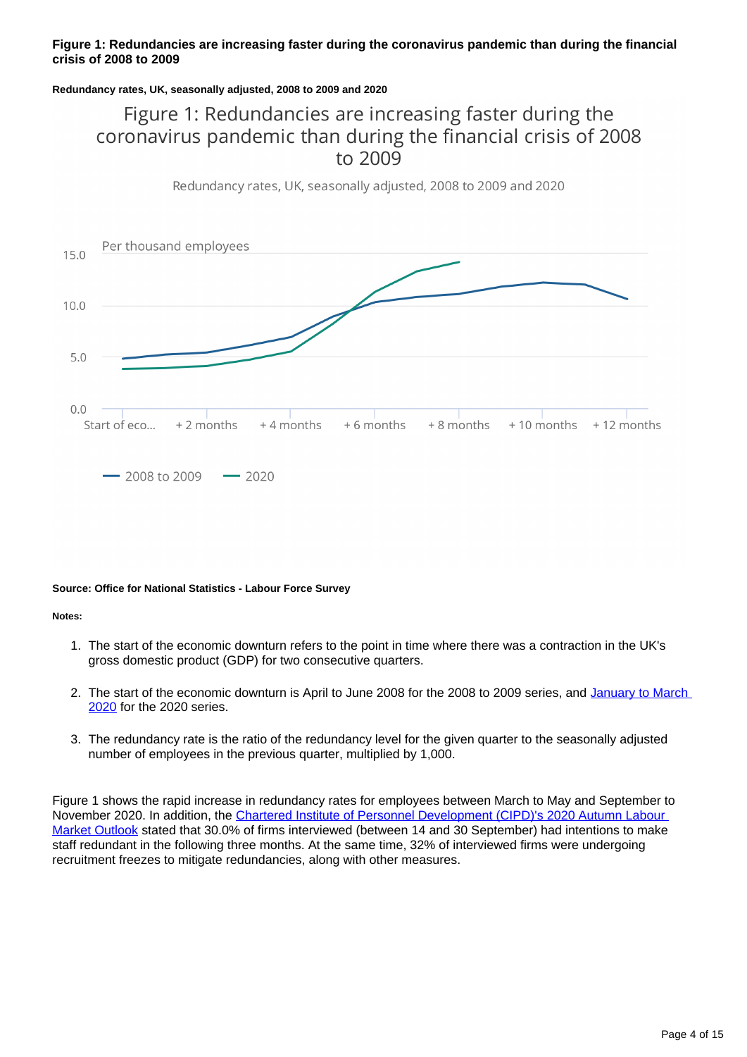**Figure 1: Redundancies are increasing faster during the coronavirus pandemic than during the financial crisis of 2008 to 2009**

**Redundancy rates, UK, seasonally adjusted, 2008 to 2009 and 2020**

Figure 1: Redundancies are increasing faster during the coronavirus pandemic than during the financial crisis of 2008 to 2009

Redundancy rates, UK, seasonally adjusted, 2008 to 2009 and 2020

Per thousand employees

15.0

10.0

5.0

0.0

Start of eco... + 2 months + 4 months + 6 months + 8 months + 10 months + 12 months

2008 to 2009 2020

**Source: Office for National Statistics - Labour Force Survey**

**Notes:**

1. The start of the economic downturn refers to the point in time where there was a contraction in the UK's gross domestic product (GDP) for two consecutive quarters.

2. The start of the economic downturn is April to June 2008 for the 2008 to 2009 series, and January to March 2020 for the 2020 series.

3. The redundancy rate is the ratio of the redundancy level for the given quarter to the seasonally adjusted number of employees in the previous quarter, multiplied by 1,000.

Figure 1 shows the rapid increase in redundancy rates for employees between March to May and September to November 2020. In addition, the Chartered Institute of Personnel Development (CIPD)'s 2020 Autumn Labour Market Outlook stated that 30.0% of firms interviewed (between 14 and 30 September) had intentions to make staff redundant in the following three months. At the same time, 32% of interviewed firms were undergoing recruitment freezes to mitigate redundancies, along with other measures.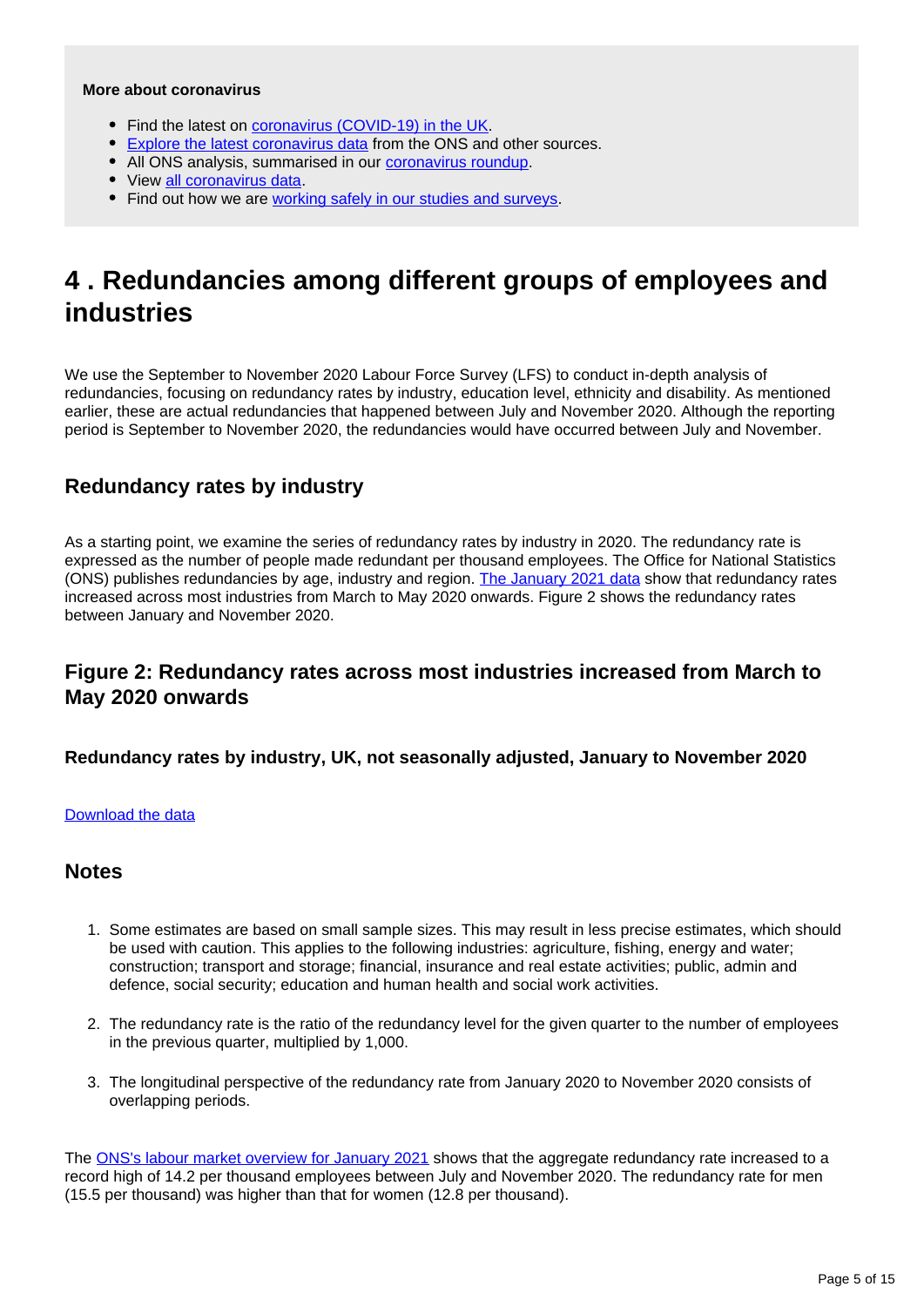**More about coronavirus**

- Find the latest on [coronavirus (COVID-19) in the UK](#).
- [Explore the latest coronavirus data](#) from the ONS and other sources.
- All ONS analysis, summarised in our [coronavirus roundup](#).
- View [all coronavirus data](#).
- Find out how we are [working safely in our studies and surveys](#).

# 4 . Redundancies among different groups of employees and industries

We use the September to November 2020 Labour Force Survey (LFS) to conduct in-depth analysis of redundancies, focusing on redundancy rates by industry, education level, ethnicity and disability. As mentioned earlier, these are actual redundancies that happened between July and November 2020. Although the reporting period is September to November 2020, the redundancies would have occurred between July and November.

## Redundancy rates by industry

As a starting point, we examine the series of redundancy rates by industry in 2020. The redundancy rate is expressed as the number of people made redundant per thousand employees. The Office for National Statistics (ONS) publishes redundancies by age, industry and region. [The January 2021 data](#) show that redundancy rates increased across most industries from March to May 2020 onwards. Figure 2 shows the redundancy rates between January and November 2020.

## Figure 2: Redundancy rates across most industries increased from March to May 2020 onwards

### Redundancy rates by industry, UK, not seasonally adjusted, January to November 2020

[Download the data](#)

## Notes

1. Some estimates are based on small sample sizes. This may result in less precise estimates, which should be used with caution. This applies to the following industries: agriculture, fishing, energy and water; construction; transport and storage; financial, insurance and real estate activities; public, admin and defence, social security; education and human health and social work activities.

2. The redundancy rate is the ratio of the redundancy level for the given quarter to the number of employees in the previous quarter, multiplied by 1,000.

3. The longitudinal perspective of the redundancy rate from January 2020 to November 2020 consists of overlapping periods.

The [ONS's labour market overview for January 2021](#) shows that the aggregate redundancy rate increased to a record high of 14.2 per thousand employees between July and November 2020. The redundancy rate for men (15.5 per thousand) was higher than that for women (12.8 per thousand).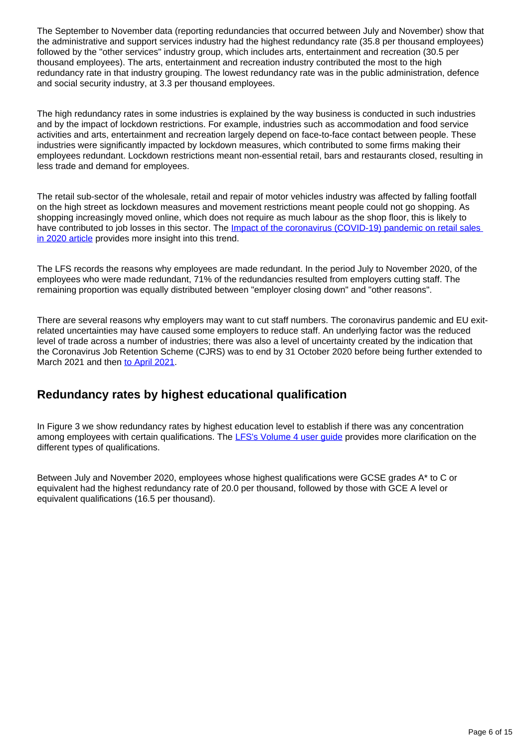The September to November data (reporting redundancies that occurred between July and November) show that the administrative and support services industry had the highest redundancy rate (35.8 per thousand employees) followed by the "other services" industry group, which includes arts, entertainment and recreation (30.5 per thousand employees). The arts, entertainment and recreation industry contributed the most to the high redundancy rate in that industry grouping. The lowest redundancy rate was in the public administration, defence and social security industry, at 3.3 per thousand employees.

The high redundancy rates in some industries is explained by the way business is conducted in such industries and by the impact of lockdown restrictions. For example, industries such as accommodation and food service activities and arts, entertainment and recreation largely depend on face-to-face contact between people. These industries were significantly impacted by lockdown measures, which contributed to some firms making their employees redundant. Lockdown restrictions meant non-essential retail, bars and restaurants closed, resulting in less trade and demand for employees.

The retail sub-sector of the wholesale, retail and repair of motor vehicles industry was affected by falling footfall on the high street as lockdown measures and movement restrictions meant people could not go shopping. As shopping increasingly moved online, which does not require as much labour as the shop floor, this is likely to have contributed to job losses in this sector. The Impact of the coronavirus (COVID-19) pandemic on retail sales in 2020 article provides more insight into this trend.

The LFS records the reasons why employees are made redundant. In the period July to November 2020, of the employees who were made redundant, 71% of the redundancies resulted from employers cutting staff. The remaining proportion was equally distributed between "employer closing down" and "other reasons".

There are several reasons why employers may want to cut staff numbers. The coronavirus pandemic and EU exit-related uncertainties may have caused some employers to reduce staff. An underlying factor was the reduced level of trade across a number of industries; there was also a level of uncertainty created by the indication that the Coronavirus Job Retention Scheme (CJRS) was to end by 31 October 2020 before being further extended to March 2021 and then to April 2021.

## Redundancy rates by highest educational qualification

In Figure 3 we show redundancy rates by highest education level to establish if there was any concentration among employees with certain qualifications. The LFS's Volume 4 user guide provides more clarification on the different types of qualifications.

Between July and November 2020, employees whose highest qualifications were GCSE grades A* to C or equivalent had the highest redundancy rate of 20.0 per thousand, followed by those with GCE A level or equivalent qualifications (16.5 per thousand).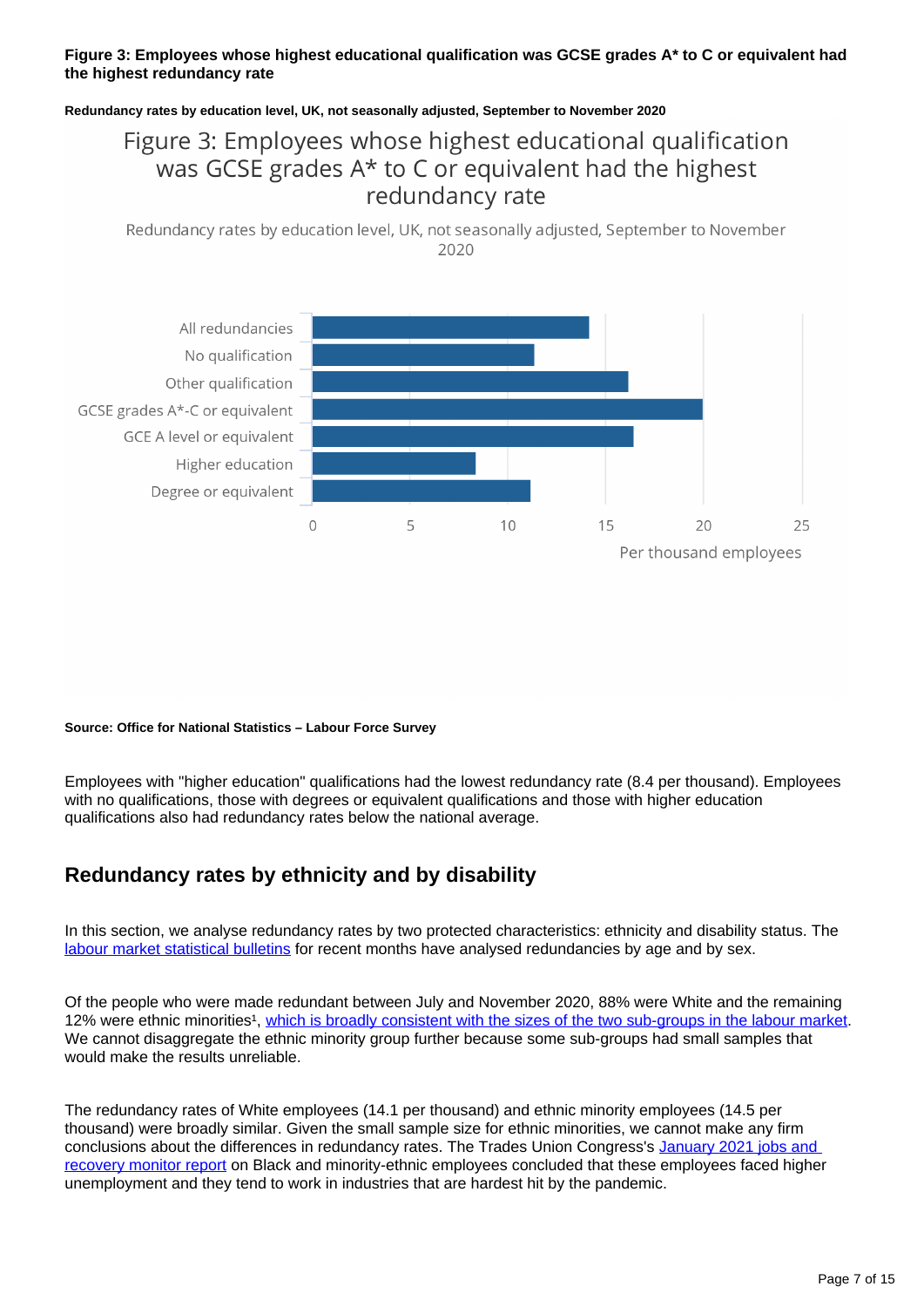**Figure 3: Employees whose highest educational qualification was GCSE grades A* to C or equivalent had the highest redundancy rate**

**Redundancy rates by education level, UK, not seasonally adjusted, September to November 2020**

**Source: Office for National Statistics – Labour Force Survey**

Employees with "higher education" qualifications had the lowest redundancy rate (8.4 per thousand). Employees with no qualifications, those with degrees or equivalent qualifications and those with higher education qualifications also had redundancy rates below the national average.

## Redundancy rates by ethnicity and by disability

In this section, we analyse redundancy rates by two protected characteristics: ethnicity and disability status. The labour market statistical bulletins for recent months have analysed redundancies by age and by sex.

Of the people who were made redundant between July and November 2020, 88% were White and the remaining 12% were ethnic minorities[1], which is broadly consistent with the sizes of the two sub-groups in the labour market. We cannot disaggregate the ethnic minority group further because some sub-groups had small samples that would make the results unreliable.

The redundancy rates of White employees (14.1 per thousand) and ethnic minority employees (14.5 per thousand) were broadly similar. Given the small sample size for ethnic minorities, we cannot make any firm conclusions about the differences in redundancy rates. The Trades Union Congress's January 2021 jobs and recovery monitor report on Black and minority-ethnic employees concluded that these employees faced higher unemployment and they tend to work in industries that are hardest hit by the pandemic.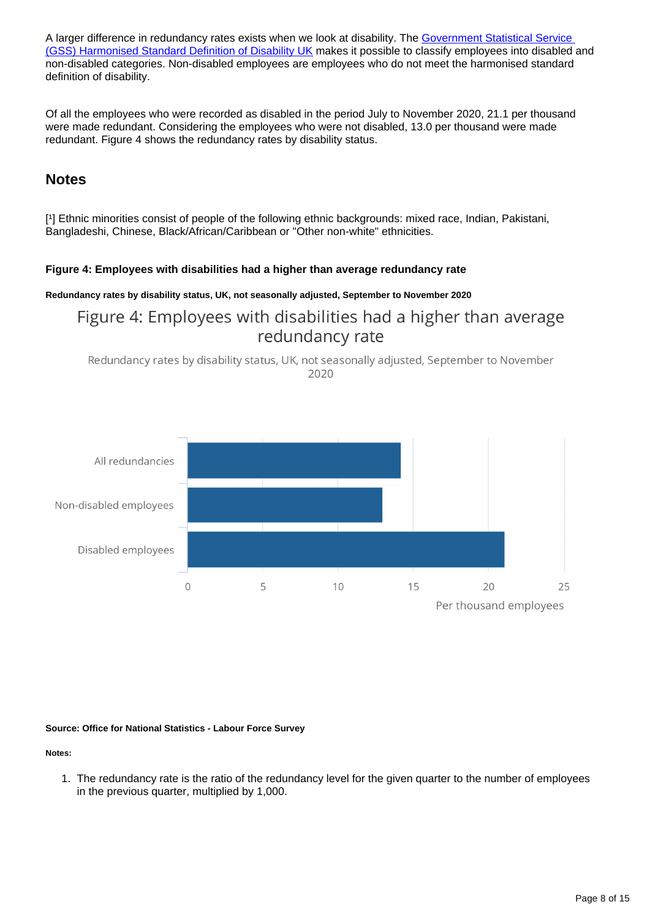A larger difference in redundancy rates exists when we look at disability. The [Government Statistical Service (GSS) Harmonised Standard Definition of Disability UK] makes it possible to classify employees into disabled and non-disabled categories. Non-disabled employees are employees who do not meet the harmonised standard definition of disability.

Of all the employees who were recorded as disabled in the period July to November 2020, 21.1 per thousand were made redundant. Considering the employees who were not disabled, 13.0 per thousand were made redundant. Figure 4 shows the redundancy rates by disability status.

## Notes

[1] Ethnic minorities consist of people of the following ethnic backgrounds: mixed race, Indian, Pakistani, Bangladeshi, Chinese, Black/African/Caribbean or "Other non-white" ethnicities.

#### Figure 4: Employees with disabilities had a higher than average redundancy rate

##### Redundancy rates by disability status, UK, not seasonally adjusted, September to November 2020

Figure 4: Employees with disabilities had a higher than average redundancy rate

Redundancy rates by disability status, UK, not seasonally adjusted, September to November 2020

| Category | Per thousand employees |
|---|---|
| All redundancies | ~14.2 |
| Non-disabled employees | 13.0 |
| Disabled employees | 21.1 |

**Source: Office for National Statistics - Labour Force Survey**

**Notes:**

1. The redundancy rate is the ratio of the redundancy level for the given quarter to the number of employees in the previous quarter, multiplied by 1,000.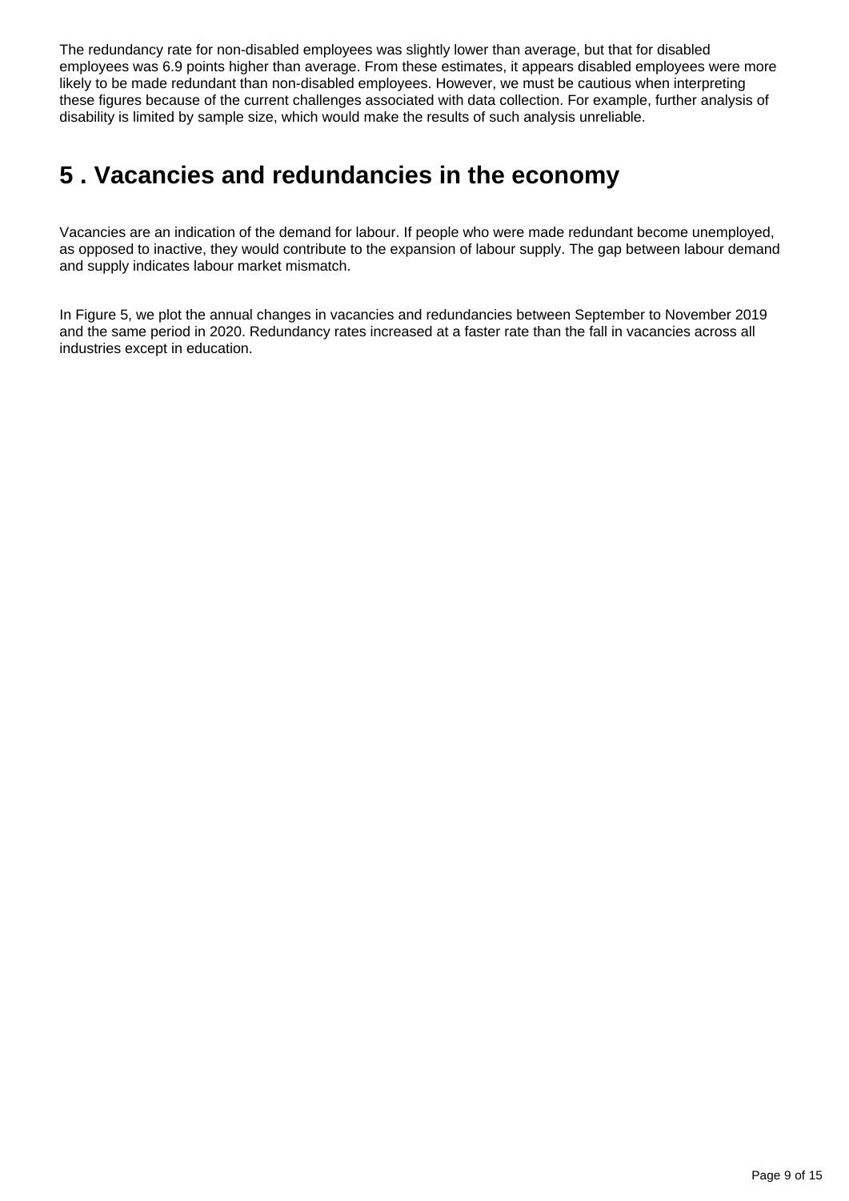The redundancy rate for non-disabled employees was slightly lower than average, but that for disabled employees was 6.9 points higher than average. From these estimates, it appears disabled employees were more likely to be made redundant than non-disabled employees. However, we must be cautious when interpreting these figures because of the current challenges associated with data collection. For example, further analysis of disability is limited by sample size, which would make the results of such analysis unreliable.

## 5 . Vacancies and redundancies in the economy

Vacancies are an indication of the demand for labour. If people who were made redundant become unemployed, as opposed to inactive, they would contribute to the expansion of labour supply. The gap between labour demand and supply indicates labour market mismatch.

In Figure 5, we plot the annual changes in vacancies and redundancies between September to November 2019 and the same period in 2020. Redundancy rates increased at a faster rate than the fall in vacancies across all industries except in education.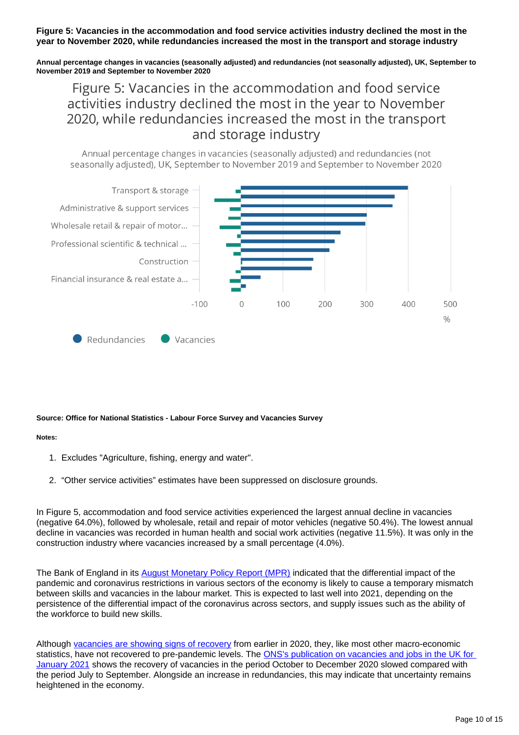**Figure 5: Vacancies in the accommodation and food service activities industry declined the most in the year to November 2020, while redundancies increased the most in the transport and storage industry**

**Annual percentage changes in vacancies (seasonally adjusted) and redundancies (not seasonally adjusted), UK, September to November 2019 and September to November 2020**

Figure 5: Vacancies in the accommodation and food service activities industry declined the most in the year to November 2020, while redundancies increased the most in the transport and storage industry

Annual percentage changes in vacancies (seasonally adjusted) and redundancies (not seasonally adjusted), UK, September to November 2019 and September to November 2020

Transport & storage
Administrative & support services
Wholesale retail & repair of motor...
Professional scientific & technical ...
Construction
Financial insurance & real estate a...

-100 0 100 200 300 400 500
%

Redundancies Vacancies

**Source: Office for National Statistics - Labour Force Survey and Vacancies Survey**

**Notes:**

1. Excludes "Agriculture, fishing, energy and water".
2. "Other service activities" estimates have been suppressed on disclosure grounds.

In Figure 5, accommodation and food service activities experienced the largest annual decline in vacancies (negative 64.0%), followed by wholesale, retail and repair of motor vehicles (negative 50.4%). The lowest annual decline in vacancies was recorded in human health and social work activities (negative 11.5%). It was only in the construction industry where vacancies increased by a small percentage (4.0%).

The Bank of England in its August Monetary Policy Report (MPR) indicated that the differential impact of the pandemic and coronavirus restrictions in various sectors of the economy is likely to cause a temporary mismatch between skills and vacancies in the labour market. This is expected to last well into 2021, depending on the persistence of the differential impact of the coronavirus across sectors, and supply issues such as the ability of the workforce to build new skills.

Although vacancies are showing signs of recovery from earlier in 2020, they, like most other macro-economic statistics, have not recovered to pre-pandemic levels. The ONS's publication on vacancies and jobs in the UK for January 2021 shows the recovery of vacancies in the period October to December 2020 slowed compared with the period July to September. Alongside an increase in redundancies, this may indicate that uncertainty remains heightened in the economy.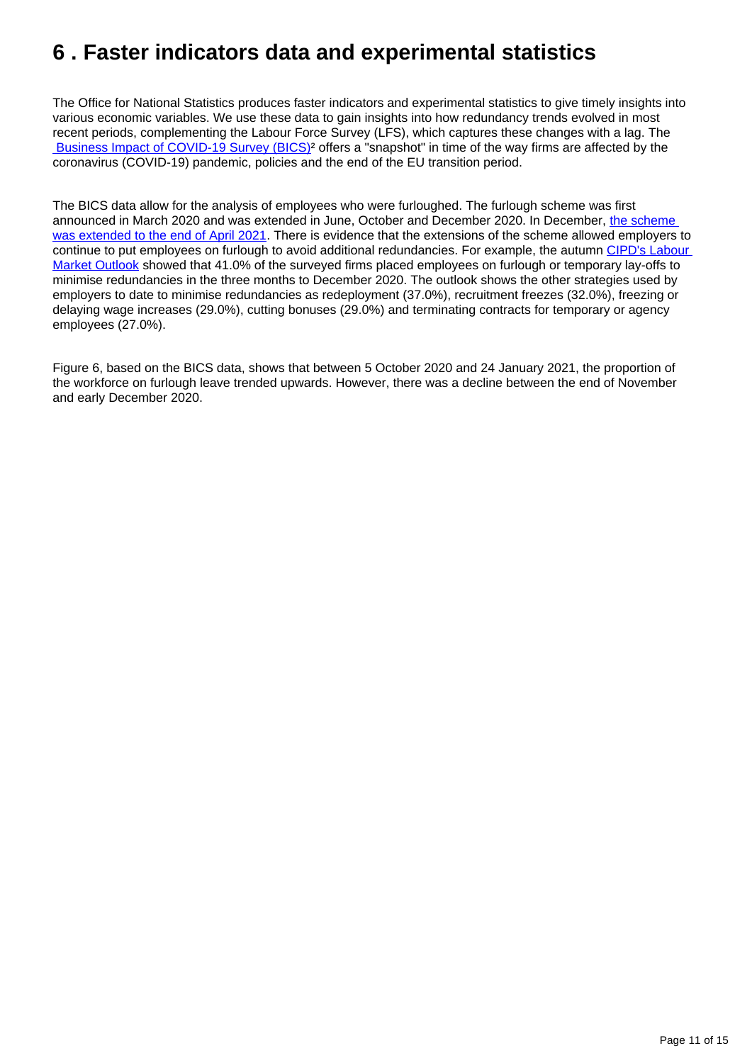# 6 . Faster indicators data and experimental statistics

The Office for National Statistics produces faster indicators and experimental statistics to give timely insights into various economic variables. We use these data to gain insights into how redundancy trends evolved in most recent periods, complementing the Labour Force Survey (LFS), which captures these changes with a lag. The Business Impact of COVID-19 Survey (BICS)[2] offers a "snapshot" in time of the way firms are affected by the coronavirus (COVID-19) pandemic, policies and the end of the EU transition period.

The BICS data allow for the analysis of employees who were furloughed. The furlough scheme was first announced in March 2020 and was extended in June, October and December 2020. In December, the scheme was extended to the end of April 2021. There is evidence that the extensions of the scheme allowed employers to continue to put employees on furlough to avoid additional redundancies. For example, the autumn CIPD's Labour Market Outlook showed that 41.0% of the surveyed firms placed employees on furlough or temporary lay-offs to minimise redundancies in the three months to December 2020. The outlook shows the other strategies used by employers to date to minimise redundancies as redeployment (37.0%), recruitment freezes (32.0%), freezing or delaying wage increases (29.0%), cutting bonuses (29.0%) and terminating contracts for temporary or agency employees (27.0%).

Figure 6, based on the BICS data, shows that between 5 October 2020 and 24 January 2021, the proportion of the workforce on furlough leave trended upwards. However, there was a decline between the end of November and early December 2020.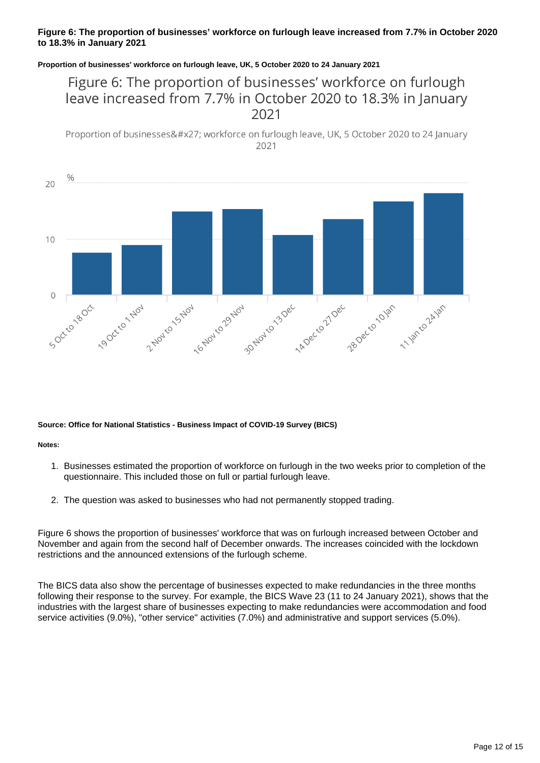**Figure 6: The proportion of businesses' workforce on furlough leave increased from 7.7% in October 2020 to 18.3% in January 2021**

**Proportion of businesses' workforce on furlough leave, UK, 5 October 2020 to 24 January 2021**

**Source: Office for National Statistics - Business Impact of COVID-19 Survey (BICS)**

**Notes:**

1. Businesses estimated the proportion of workforce on furlough in the two weeks prior to completion of the questionnaire. This included those on full or partial furlough leave.
2. The question was asked to businesses who had not permanently stopped trading.

Figure 6 shows the proportion of businesses' workforce that was on furlough increased between October and November and again from the second half of December onwards. The increases coincided with the lockdown restrictions and the announced extensions of the furlough scheme.

The BICS data also show the percentage of businesses expected to make redundancies in the three months following their response to the survey. For example, the BICS Wave 23 (11 to 24 January 2021), shows that the industries with the largest share of businesses expecting to make redundancies were accommodation and food service activities (9.0%), "other service" activities (7.0%) and administrative and support services (5.0%).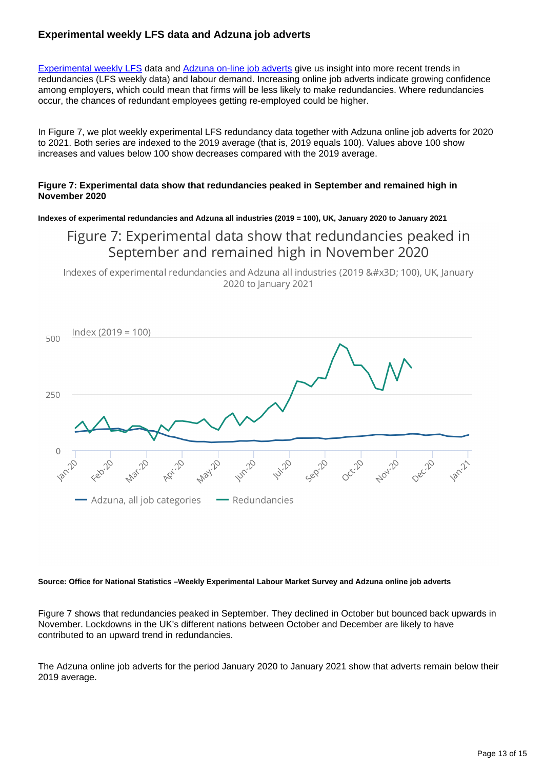### Experimental weekly LFS data and Adzuna job adverts

[Experimental weekly LFS](#) data and [Adzuna on-line job adverts](#) give us insight into more recent trends in redundancies (LFS weekly data) and labour demand. Increasing online job adverts indicate growing confidence among employers, which could mean that firms will be less likely to make redundancies. Where redundancies occur, the chances of redundant employees getting re-employed could be higher.

In Figure 7, we plot weekly experimental LFS redundancy data together with Adzuna online job adverts for 2020 to 2021. Both series are indexed to the 2019 average (that is, 2019 equals 100). Values above 100 show increases and values below 100 show decreases compared with the 2019 average.

#### Figure 7: Experimental data show that redundancies peaked in September and remained high in November 2020

##### Indexes of experimental redundancies and Adzuna all industries (2019 = 100), UK, January 2020 to January 2021

Figure 7: Experimental data show that redundancies peaked in September and remained high in November 2020

Indexes of experimental redundancies and Adzuna all industries (2019 &#x3D; 100), UK, January 2020 to January 2021

Index (2019 = 100)

Adzuna, all job categories — Redundancies

**Source: Office for National Statistics –Weekly Experimental Labour Market Survey and Adzuna online job adverts**

Figure 7 shows that redundancies peaked in September. They declined in October but bounced back upwards in November. Lockdowns in the UK's different nations between October and December are likely to have contributed to an upward trend in redundancies.

The Adzuna online job adverts for the period January 2020 to January 2021 show that adverts remain below their 2019 average.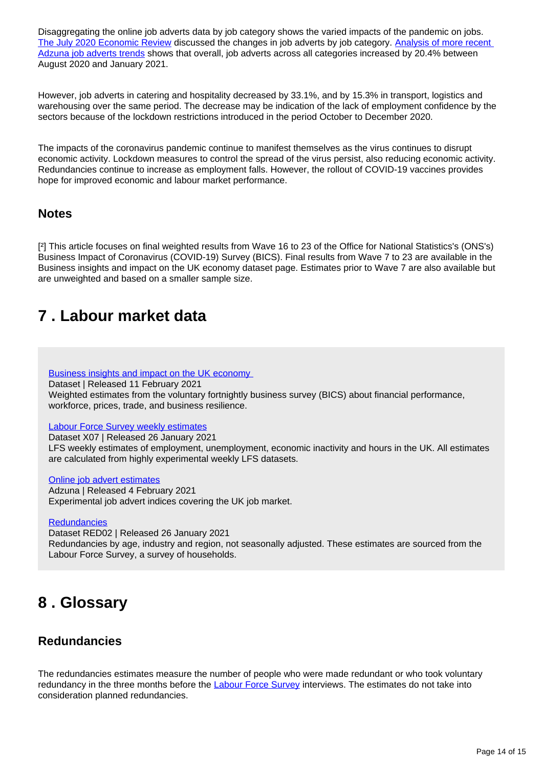Disaggregating the online job adverts data by job category shows the varied impacts of the pandemic on jobs. [The July 2020 Economic Review](#) discussed the changes in job adverts by job category. [Analysis of more recent Adzuna job adverts trends](#) shows that overall, job adverts across all categories increased by 20.4% between August 2020 and January 2021.

However, job adverts in catering and hospitality decreased by 33.1%, and by 15.3% in transport, logistics and warehousing over the same period. The decrease may be indication of the lack of employment confidence by the sectors because of the lockdown restrictions introduced in the period October to December 2020.

The impacts of the coronavirus pandemic continue to manifest themselves as the virus continues to disrupt economic activity. Lockdown measures to control the spread of the virus persist, also reducing economic activity. Redundancies continue to increase as employment falls. However, the rollout of COVID-19 vaccines provides hope for improved economic and labour market performance.

### Notes

[²] This article focuses on final weighted results from Wave 16 to 23 of the Office for National Statistics's (ONS's) Business Impact of Coronavirus (COVID-19) Survey (BICS). Final results from Wave 7 to 23 are available in the Business insights and impact on the UK economy dataset page. Estimates prior to Wave 7 are also available but are unweighted and based on a smaller sample size.

## 7 . Labour market data

[Business insights and impact on the UK economy](#)
Dataset | Released 11 February 2021
Weighted estimates from the voluntary fortnightly business survey (BICS) about financial performance, workforce, prices, trade, and business resilience.

[Labour Force Survey weekly estimates](#)
Dataset X07 | Released 26 January 2021
LFS weekly estimates of employment, unemployment, economic inactivity and hours in the UK. All estimates are calculated from highly experimental weekly LFS datasets.

[Online job advert estimates](#)
Adzuna | Released 4 February 2021
Experimental job advert indices covering the UK job market.

[Redundancies](#)
Dataset RED02 | Released 26 January 2021
Redundancies by age, industry and region, not seasonally adjusted. These estimates are sourced from the Labour Force Survey, a survey of households.

## 8 . Glossary

### Redundancies

The redundancies estimates measure the number of people who were made redundant or who took voluntary redundancy in the three months before the [Labour Force Survey](#) interviews. The estimates do not take into consideration planned redundancies.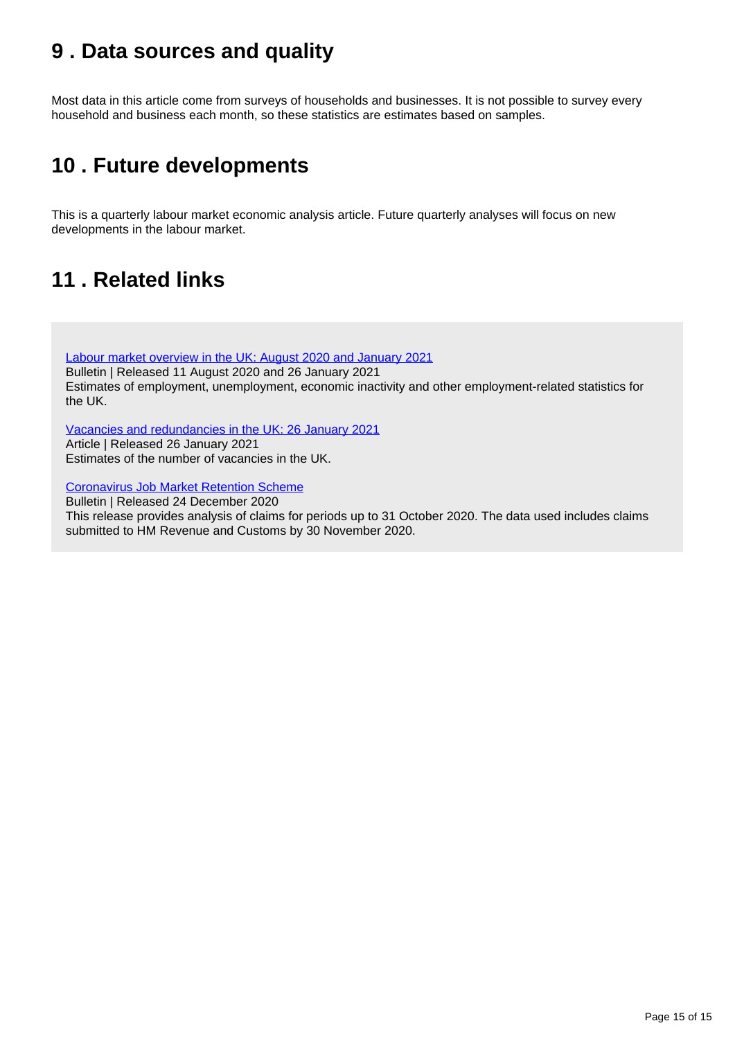## 9 . Data sources and quality

Most data in this article come from surveys of households and businesses. It is not possible to survey every household and business each month, so these statistics are estimates based on samples.

## 10 . Future developments

This is a quarterly labour market economic analysis article. Future quarterly analyses will focus on new developments in the labour market.

## 11 . Related links

[Labour market overview in the UK: August 2020 and January 2021]
Bulletin | Released 11 August 2020 and 26 January 2021
Estimates of employment, unemployment, economic inactivity and other employment-related statistics for the UK.

[Vacancies and redundancies in the UK: 26 January 2021]
Article | Released 26 January 2021
Estimates of the number of vacancies in the UK.

[Coronavirus Job Market Retention Scheme]
Bulletin | Released 24 December 2020
This release provides analysis of claims for periods up to 31 October 2020. The data used includes claims submitted to HM Revenue and Customs by 30 November 2020.